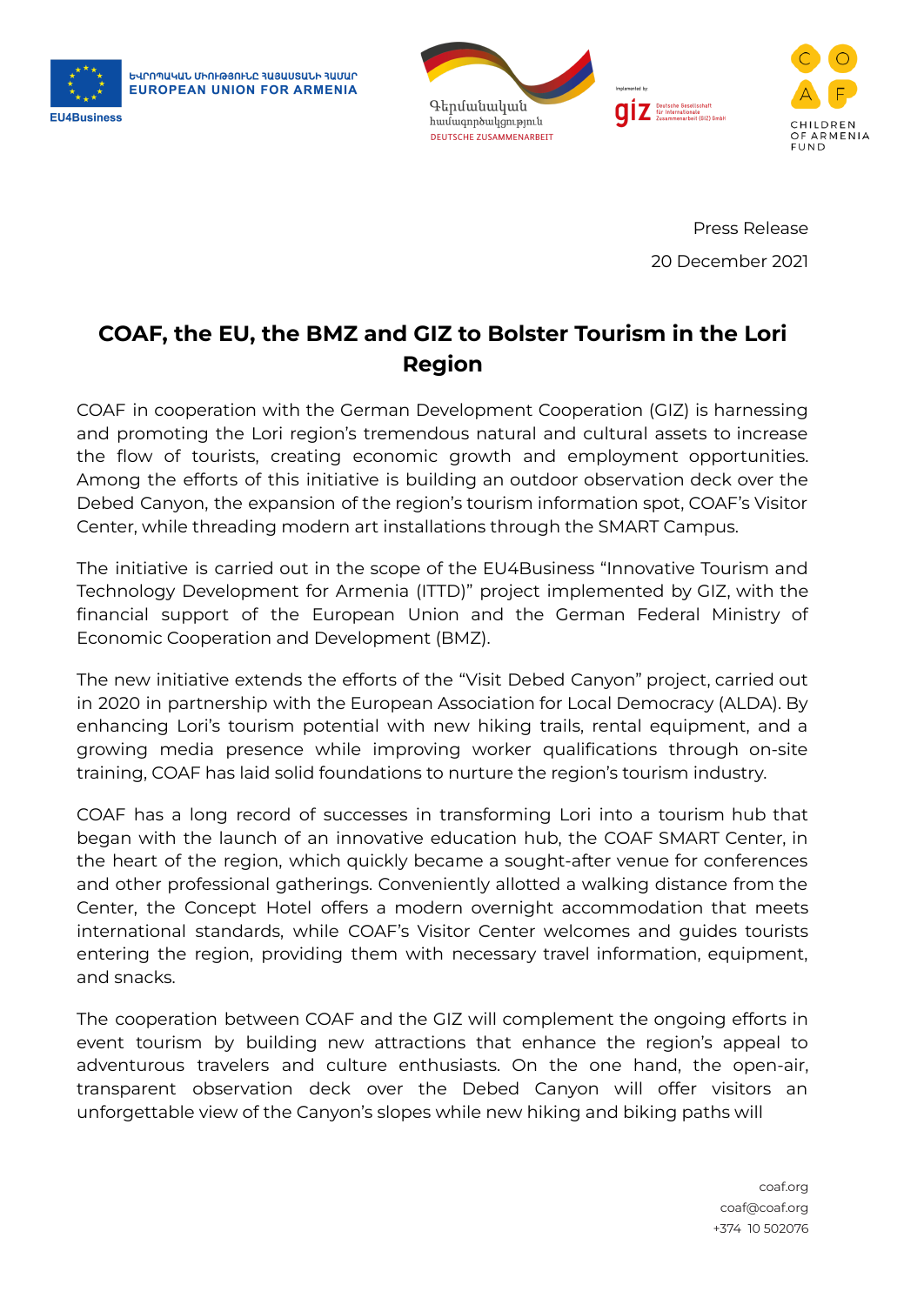ԵՎՐՈՊԱԿԱՆ ՄԻՈՒԹՅՈՒՆԸ ՀԱՅԱՍՏԱՆԻ ՀԱՄԱՐ
EUROPEAN UNION FOR ARMENIA
EU4Business

Գերմանական համագործակցություն
DEUTSCHE ZUSAMMENARBEIT

Implemented by: giz Deutsche Gesellschaft für Internationale Zusammenarbeit (GIZ) GmbH

COAF CHILDREN OF ARMENIA FUND

Press Release

20 December 2021

# COAF, the EU, the BMZ and GIZ to Bolster Tourism in the Lori Region

COAF in cooperation with the German Development Cooperation (GIZ) is harnessing and promoting the Lori region's tremendous natural and cultural assets to increase the flow of tourists, creating economic growth and employment opportunities. Among the efforts of this initiative is building an outdoor observation deck over the Debed Canyon, the expansion of the region's tourism information spot, COAF's Visitor Center, while threading modern art installations through the SMART Campus.

The initiative is carried out in the scope of the EU4Business "Innovative Tourism and Technology Development for Armenia (ITTD)" project implemented by GIZ, with the financial support of the European Union and the German Federal Ministry of Economic Cooperation and Development (BMZ).

The new initiative extends the efforts of the "Visit Debed Canyon" project, carried out in 2020 in partnership with the European Association for Local Democracy (ALDA). By enhancing Lori's tourism potential with new hiking trails, rental equipment, and a growing media presence while improving worker qualifications through on-site training, COAF has laid solid foundations to nurture the region's tourism industry.

COAF has a long record of successes in transforming Lori into a tourism hub that began with the launch of an innovative education hub, the COAF SMART Center, in the heart of the region, which quickly became a sought-after venue for conferences and other professional gatherings. Conveniently allotted a walking distance from the Center, the Concept Hotel offers a modern overnight accommodation that meets international standards, while COAF's Visitor Center welcomes and guides tourists entering the region, providing them with necessary travel information, equipment, and snacks.

The cooperation between COAF and the GIZ will complement the ongoing efforts in event tourism by building new attractions that enhance the region's appeal to adventurous travelers and culture enthusiasts. On the one hand, the open-air, transparent observation deck over the Debed Canyon will offer visitors an unforgettable view of the Canyon's slopes while new hiking and biking paths will

coaf.org
coaf@coaf.org
+374 10 502076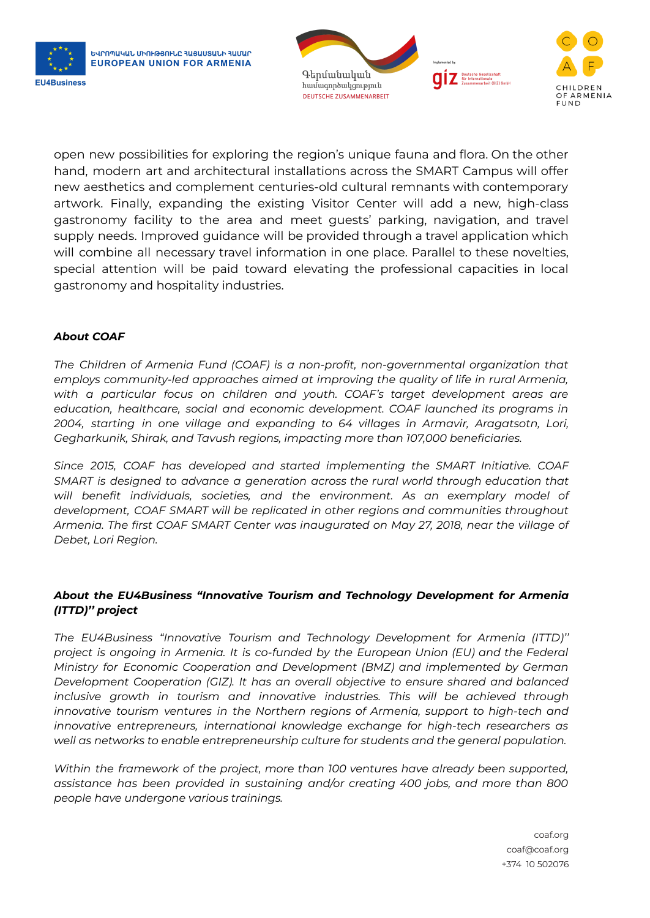open new possibilities for exploring the region's unique fauna and flora. On the other hand, modern art and architectural installations across the SMART Campus will offer new aesthetics and complement centuries-old cultural remnants with contemporary artwork. Finally, expanding the existing Visitor Center will add a new, high-class gastronomy facility to the area and meet guests' parking, navigation, and travel supply needs. Improved guidance will be provided through a travel application which will combine all necessary travel information in one place. Parallel to these novelties, special attention will be paid toward elevating the professional capacities in local gastronomy and hospitality industries.

### *About COAF*

*The Children of Armenia Fund (COAF) is a non-profit, non-governmental organization that employs community-led approaches aimed at improving the quality of life in rural Armenia, with a particular focus on children and youth. COAF's target development areas are education, healthcare, social and economic development. COAF launched its programs in 2004, starting in one village and expanding to 64 villages in Armavir, Aragatsotn, Lori, Gegharkunik, Shirak, and Tavush regions, impacting more than 107,000 beneficiaries.*

*Since 2015, COAF has developed and started implementing the SMART Initiative. COAF SMART is designed to advance a generation across the rural world through education that will benefit individuals, societies, and the environment. As an exemplary model of development, COAF SMART will be replicated in other regions and communities throughout Armenia. The first COAF SMART Center was inaugurated on May 27, 2018, near the village of Debet, Lori Region.*

### *About the EU4Business "Innovative Tourism and Technology Development for Armenia (ITTD)" project*

*The EU4Business "Innovative Tourism and Technology Development for Armenia (ITTD)" project is ongoing in Armenia. It is co-funded by the European Union (EU) and the Federal Ministry for Economic Cooperation and Development (BMZ) and implemented by German Development Cooperation (GIZ). It has an overall objective to ensure shared and balanced inclusive growth in tourism and innovative industries. This will be achieved through innovative tourism ventures in the Northern regions of Armenia, support to high-tech and innovative entrepreneurs, international knowledge exchange for high-tech researchers as well as networks to enable entrepreneurship culture for students and the general population.*

*Within the framework of the project, more than 100 ventures have already been supported, assistance has been provided in sustaining and/or creating 400 jobs, and more than 800 people have undergone various trainings.*

coaf.org
coaf@coaf.org
+374 10 502076